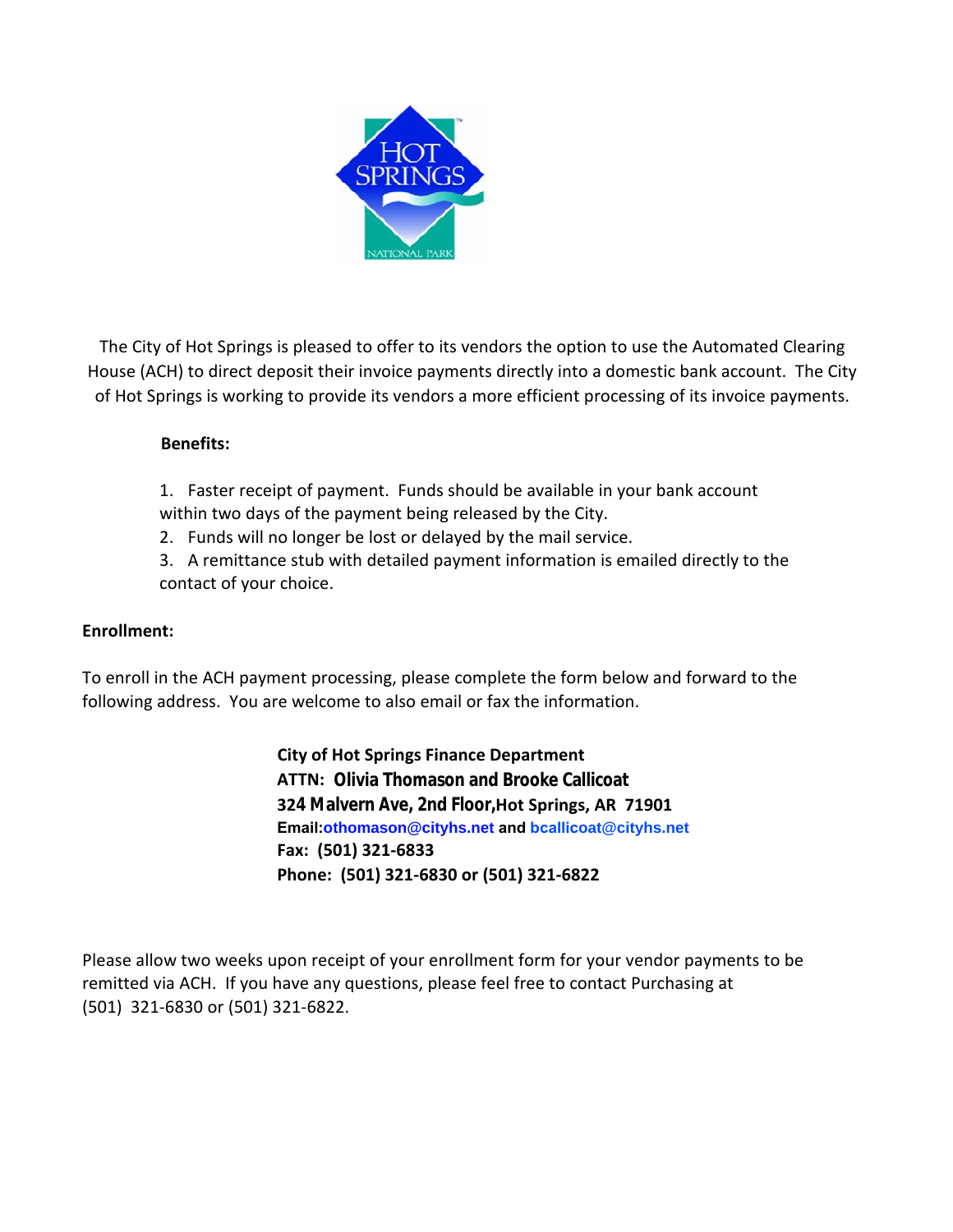The City of Hot Springs is pleased to offer to its vendors the option to use the Automated Clearing House (ACH) to direct deposit their invoice payments directly into a domestic bank account. The City of Hot Springs is working to provide its vendors a more efficient processing of its invoice payments.

**Benefits:**

1. Faster receipt of payment. Funds should be available in your bank account within two days of the payment being released by the City.
2. Funds will no longer be lost or delayed by the mail service.
3. A remittance stub with detailed payment information is emailed directly to the contact of your choice.

**Enrollment:**

To enroll in the ACH payment processing, please complete the form below and forward to the following address. You are welcome to also email or fax the information.

**City of Hot Springs Finance Department**
**ATTN: Olivia Thomason and Brooke Callicoat**
**324 Malvern Ave, 2nd Floor,Hot Springs, AR 71901**
**Email:othomason@cityhs.net and bcallicoat@cityhs.net**
**Fax: (501) 321-6833**
**Phone: (501) 321-6830 or (501) 321-6822**

Please allow two weeks upon receipt of your enrollment form for your vendor payments to be remitted via ACH. If you have any questions, please feel free to contact Purchasing at (501) 321-6830 or (501) 321-6822.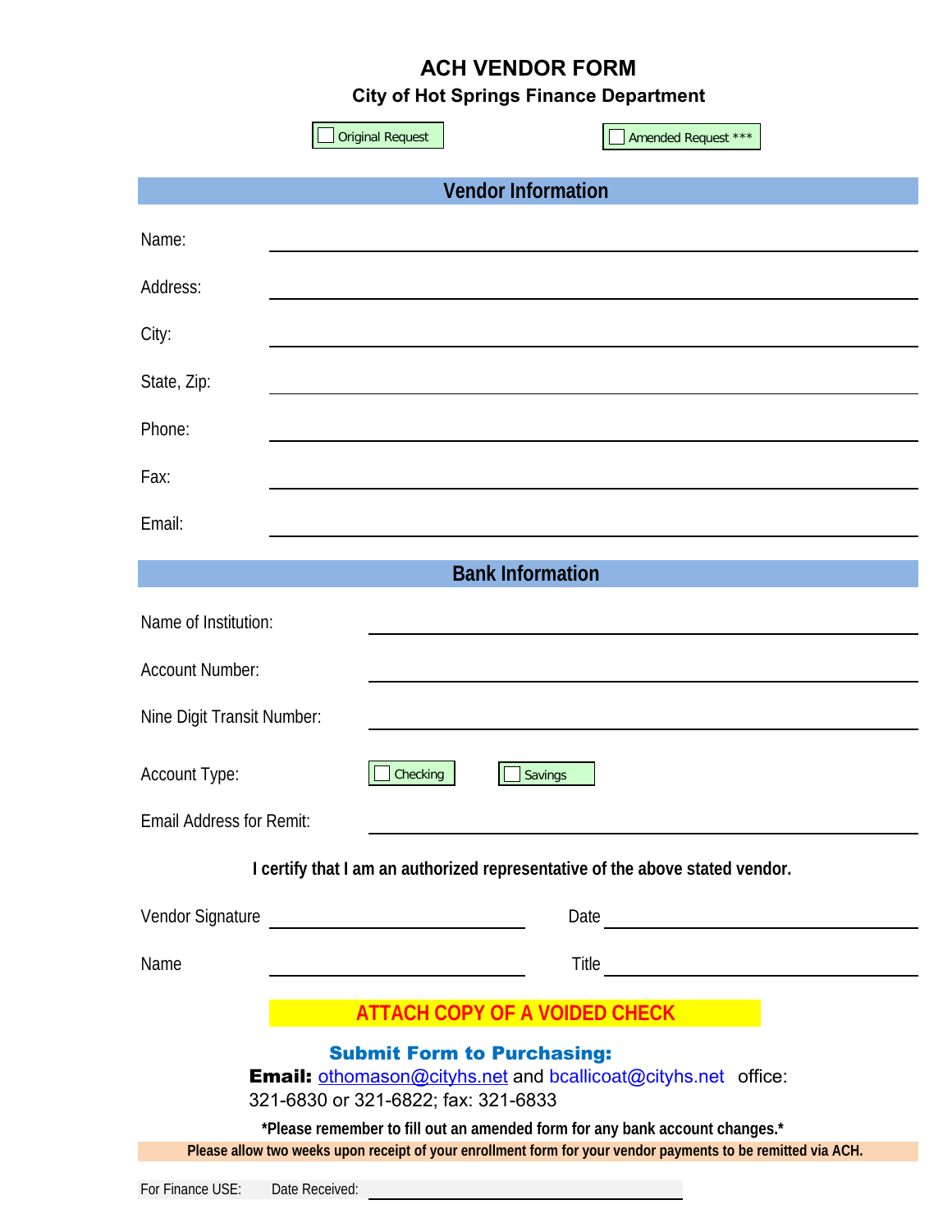# ACH VENDOR FORM

## City of Hot Springs Finance Department

☐ Original Request ☐ Amended Request ***

## Vendor Information

Name: \_\_\_\_\_\_\_\_\_\_\_\_\_\_\_\_\_\_\_\_\_\_\_\_\_\_\_\_\_\_

Address: \_\_\_\_\_\_\_\_\_\_\_\_\_\_\_\_\_\_\_\_\_\_\_\_\_\_\_\_\_\_

City: \_\_\_\_\_\_\_\_\_\_\_\_\_\_\_\_\_\_\_\_\_\_\_\_\_\_\_\_\_\_

State, Zip: \_\_\_\_\_\_\_\_\_\_\_\_\_\_\_\_\_\_\_\_\_\_\_\_\_\_\_\_\_\_

Phone: \_\_\_\_\_\_\_\_\_\_\_\_\_\_\_\_\_\_\_\_\_\_\_\_\_\_\_\_\_\_

Fax: \_\_\_\_\_\_\_\_\_\_\_\_\_\_\_\_\_\_\_\_\_\_\_\_\_\_\_\_\_\_

Email: \_\_\_\_\_\_\_\_\_\_\_\_\_\_\_\_\_\_\_\_\_\_\_\_\_\_\_\_\_\_

## Bank Information

Name of Institution: \_\_\_\_\_\_\_\_\_\_\_\_\_\_\_\_\_\_\_\_\_\_\_\_\_\_\_\_\_\_

Account Number: \_\_\_\_\_\_\_\_\_\_\_\_\_\_\_\_\_\_\_\_\_\_\_\_\_\_\_\_\_\_

Nine Digit Transit Number: \_\_\_\_\_\_\_\_\_\_\_\_\_\_\_\_\_\_\_\_\_\_\_\_\_\_\_\_\_\_

Account Type: ☐ Checking ☐ Savings

Email Address for Remit: \_\_\_\_\_\_\_\_\_\_\_\_\_\_\_\_\_\_\_\_\_\_\_\_\_\_\_\_\_\_

**I certify that I am an authorized representative of the above stated vendor.**

Vendor Signature \_\_\_\_\_\_\_\_\_\_\_\_\_\_\_\_\_\_\_\_ Date \_\_\_\_\_\_\_\_\_\_\_\_\_\_\_\_\_\_\_\_

Name \_\_\_\_\_\_\_\_\_\_\_\_\_\_\_\_\_\_\_\_ Title \_\_\_\_\_\_\_\_\_\_\_\_\_\_\_\_\_\_\_\_

**ATTACH COPY OF A VOIDED CHECK**

**Submit Form to Purchasing:**

**Email:** othomason@cityhs.net and bcallicoat@cityhs.net office: 321-6830 or 321-6822; fax: 321-6833

***Please remember to fill out an amended form for any bank account changes.***

**Please allow two weeks upon receipt of your enrollment form for your vendor payments to be remitted via ACH.**

For Finance USE: Date Received: \_\_\_\_\_\_\_\_\_\_\_\_\_\_\_\_\_\_\_\_